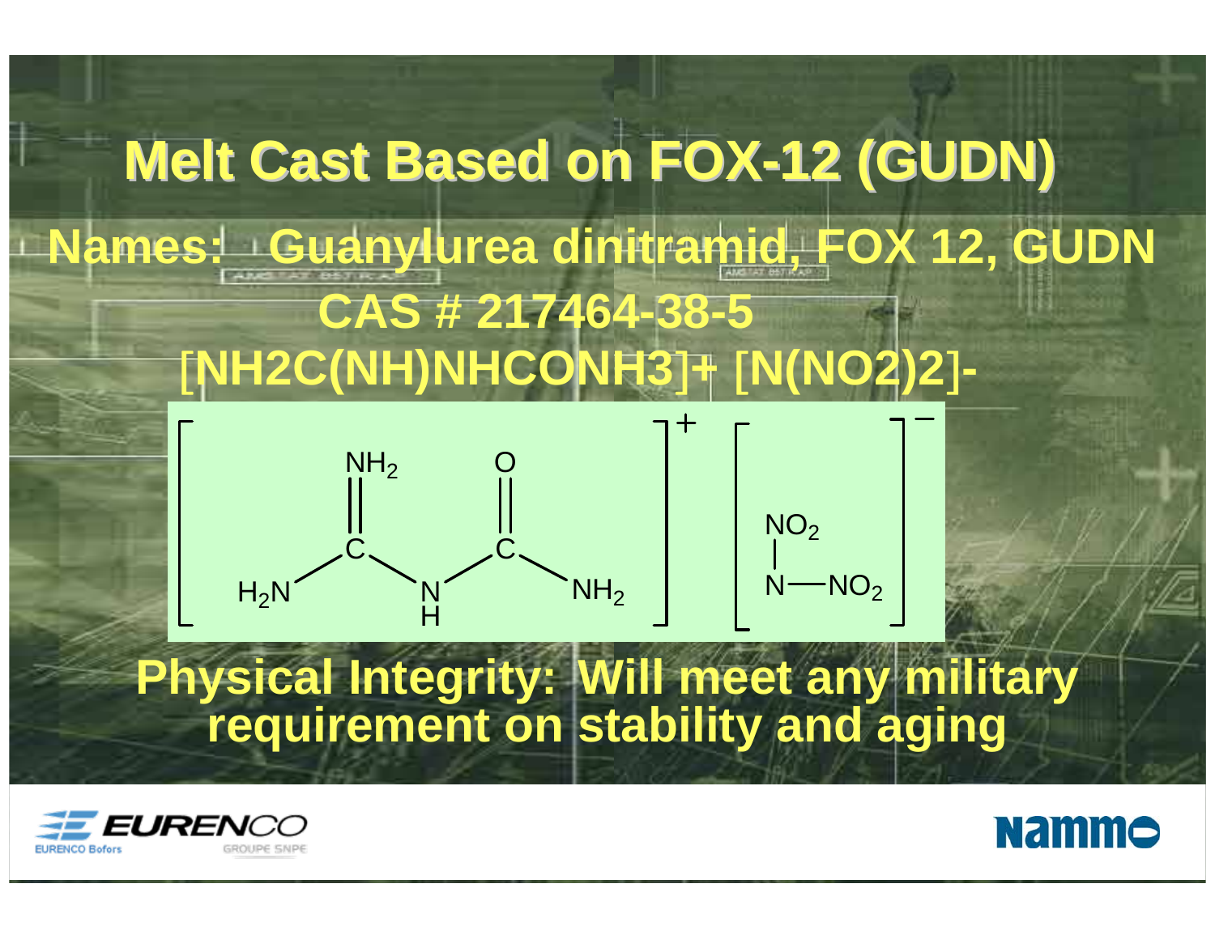# Melt Cast Based on FOX-12 (GUDN)

**Names: Guanylurea dinitramid, FOX 12, GUDN**

**CAS # 217464-38-5**

**[NH2C(NH)NHCONH3]+ [N(NO2)2]-**

$$\left[ \begin{array}{c} H_2N-C(=NH_2)-NH-C(=O)-NH_2 \end{array} \right]^{+} \left[ N(NO_2)-NO_2 \right]^{-}$$

**Physical Integrity: Will meet any military requirement on stability and aging**

EURENCO — EURENCO Bofors — GROUPE SNPE

Nammo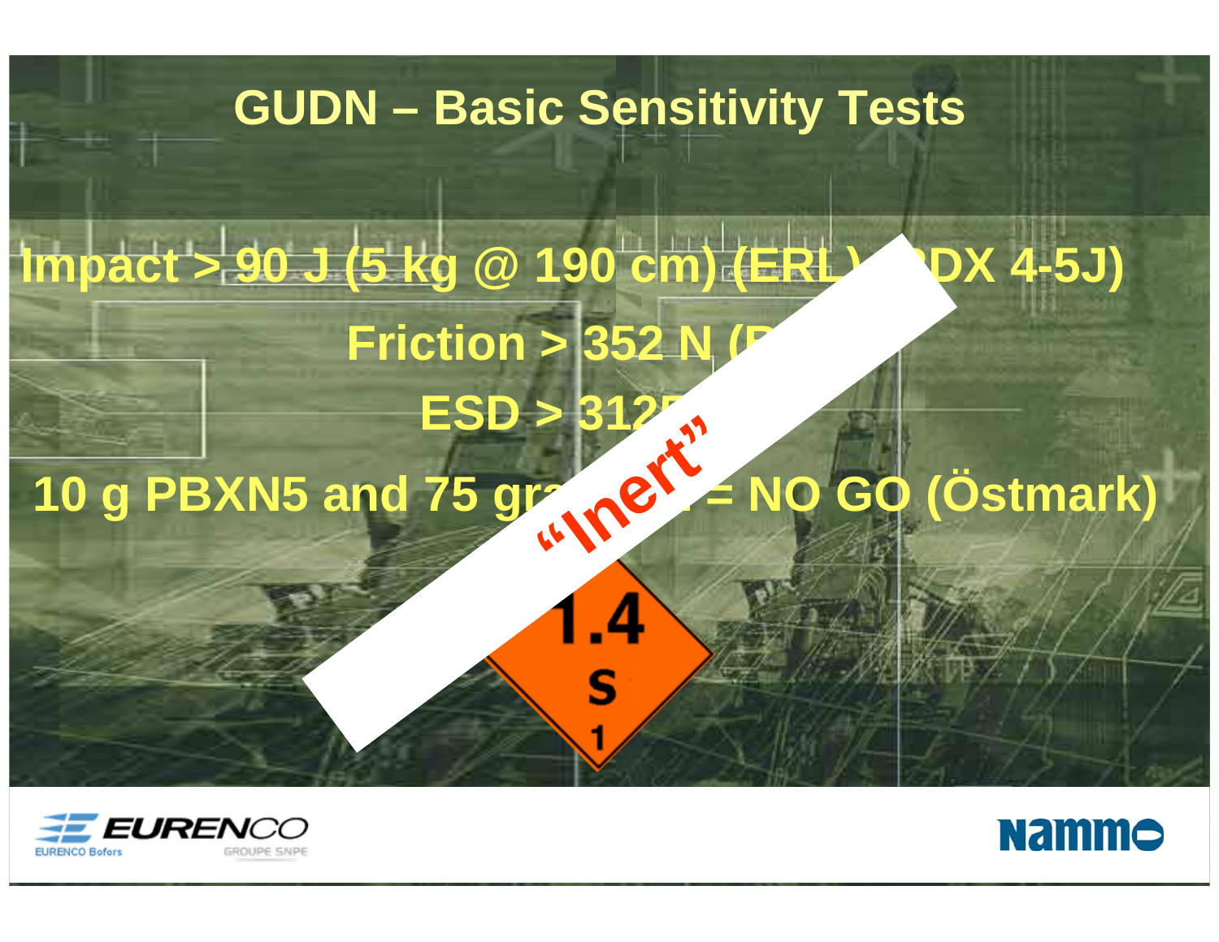# GUDN – Basic Sensitivity Tests

Impact > 90 J (5 kg @ 190 cm) (ERL) (RDX 4-5J)

Friction > 352 N (B

ESD > 312

10 g PBXN5 and 75 gr = NO GO (Östmark)

"Inert"

1.4

S

1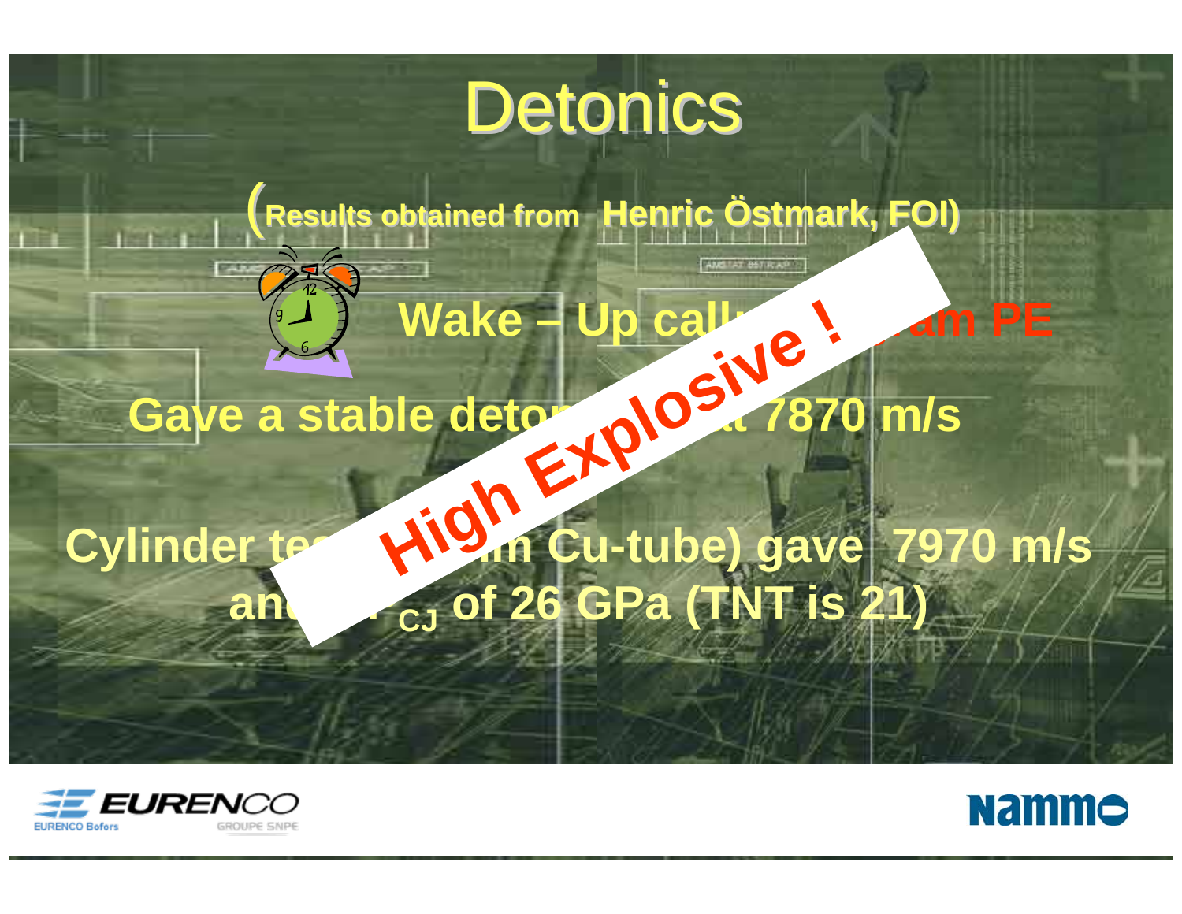# Detonics

(Results obtained from Henric Östmark, FOI)

**Wake – Up call: ... am PE**

**Gave a stable deto... at 7870 m/s**

**Cylinder te... m Cu-tube) gave 7970 m/s and ... $P_{CJ}$ of 26 GPa (TNT is 21)**

**High Explosive !**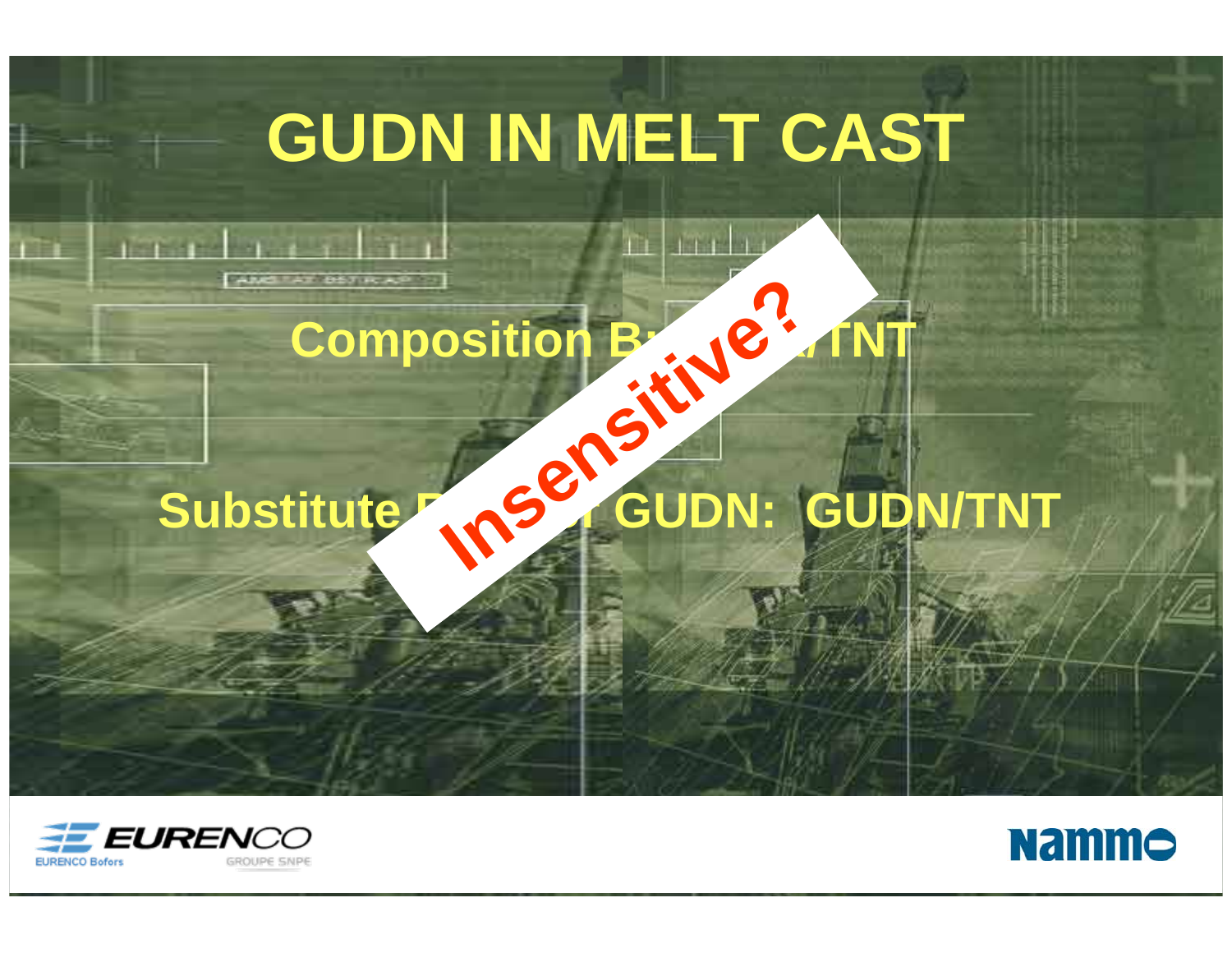# GUDN IN MELT CAST

**Composition B: RDX/TNT**

**Substitute RDX for GUDN: GUDN/TNT**

**Insensitive?**

EURENCO
EURENCO Bofors
GROUPE SNPE

Nammo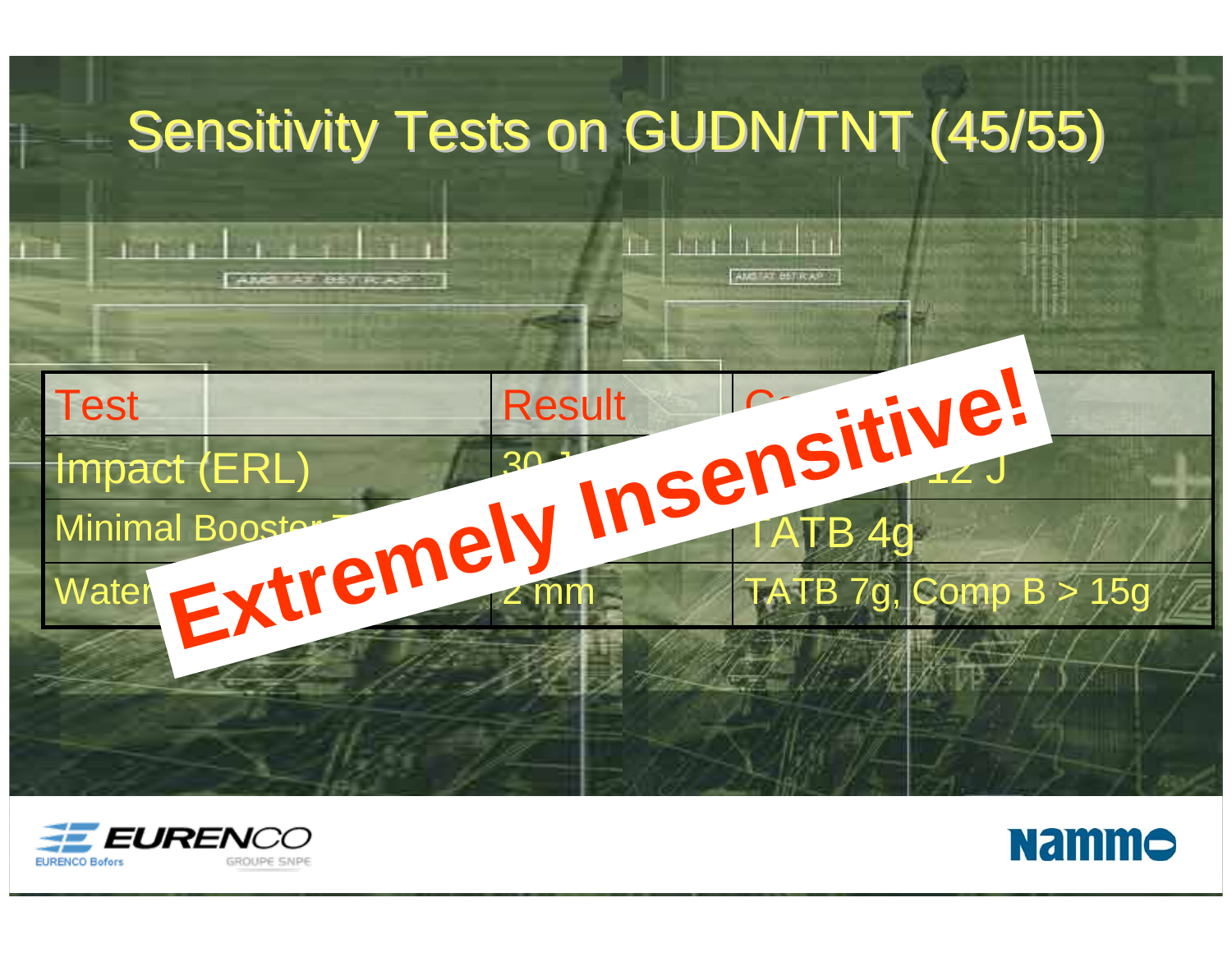# Sensitivity Tests on GUDN/TNT (45/55)

| Test | Result | C... |
|---|---|---|
| Impact (ERL) | 30 J | ... 12 J |
| Minimal Booster T... | | TATB 4g |
| Water... | 2 mm | TATB 7g, Comp B > 15g |

**Extremely Insensitive!**

EURENCO — EURENCO Bofors — GROUPE SNPE

Nammo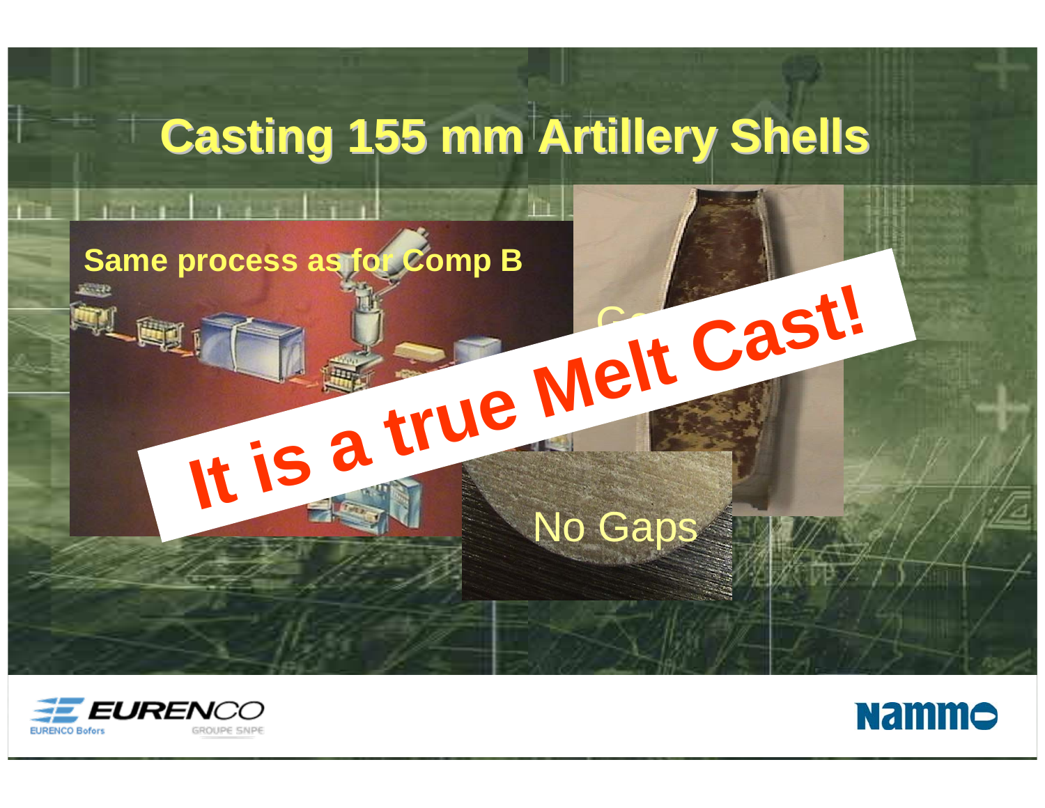# Casting 155 mm Artillery Shells

Same process as for Comp B

It is a true Melt Cast!

No Gaps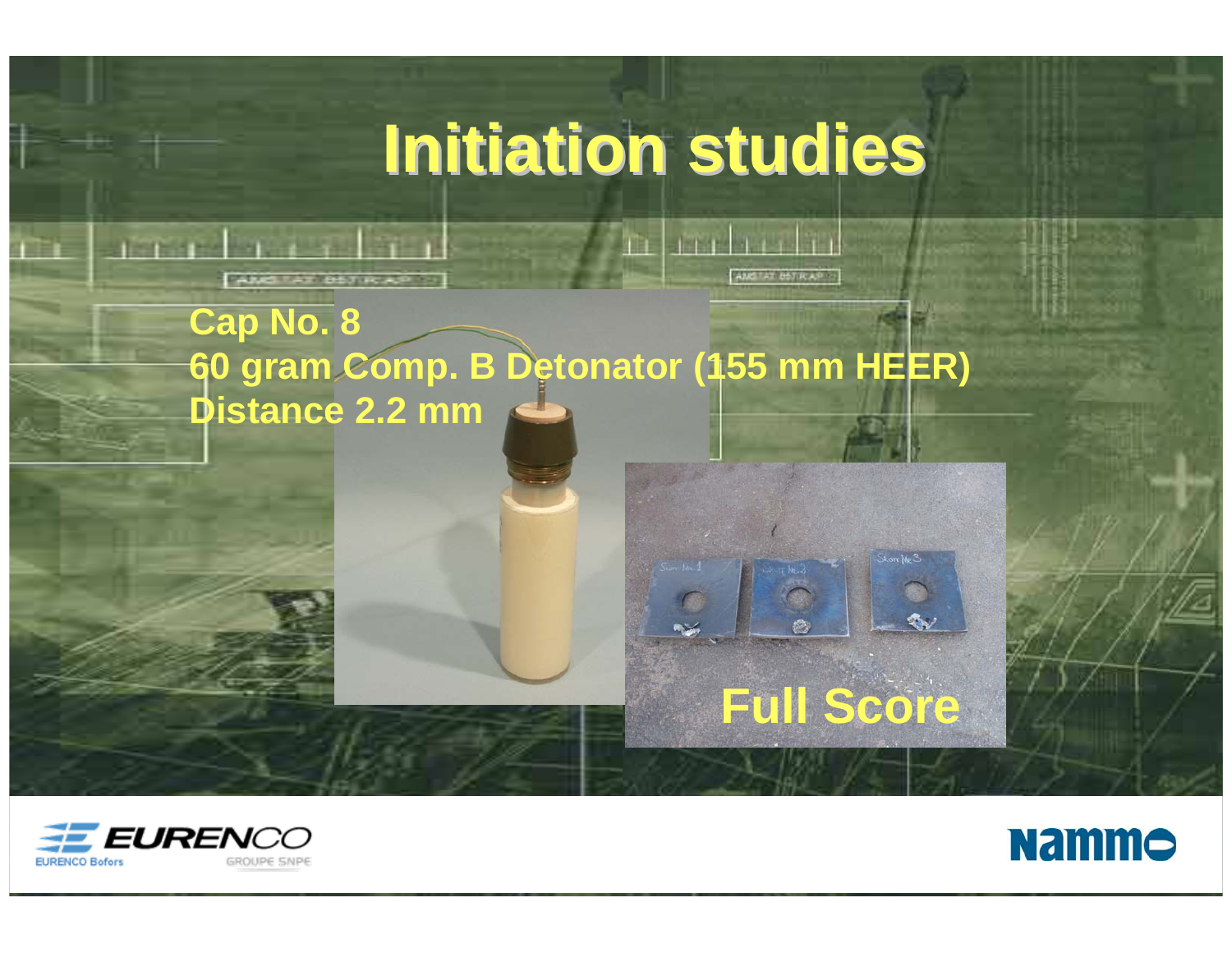# Initiation studies

**Cap No. 8**
**60 gram Comp. B Detonator (155 mm HEER)**
**Distance 2.2 mm**

**Full Score**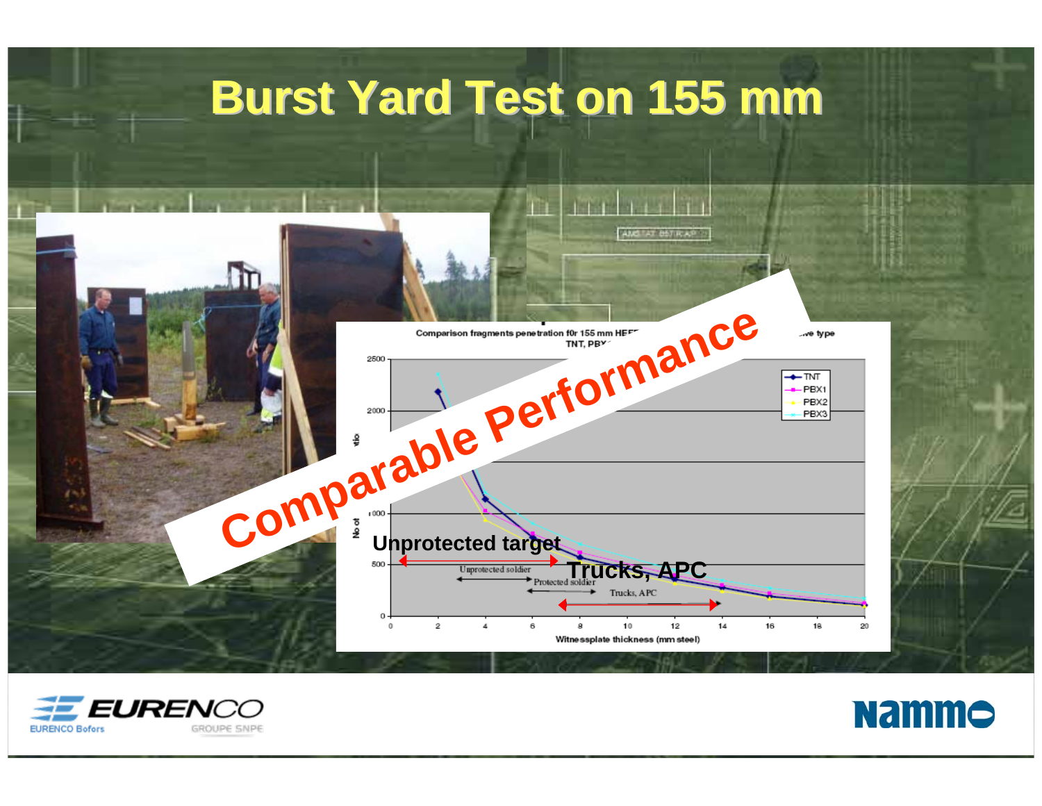# Burst Yard Test on 155 mm

Comparison fragments penetration f0r 155 mm HE... TNT, PBX... ...ive type

Comparable Performance

Unprotected target

Trucks, APC

- TNT
- PBX1
- PBX2
- PBX3

Unprotected soldier

Protected soldier

Trucks, APC

No of ...tio

Witnessplate thickness (mm steel)

EURENCO Bofors

EURENCO GROUPE SNPE

Nammo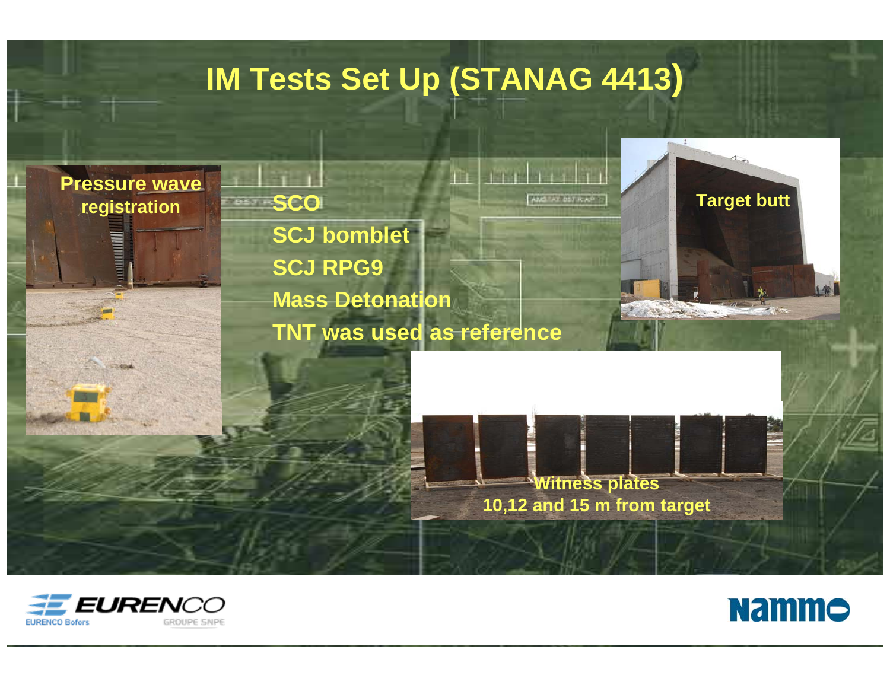# IM Tests Set Up (STANAG 4413)

Pressure wave registration

- SCO
- SCJ bomblet
- SCJ RPG9
- Mass Detonation
- TNT was used as reference

Target butt

Witness plates
10,12 and 15 m from target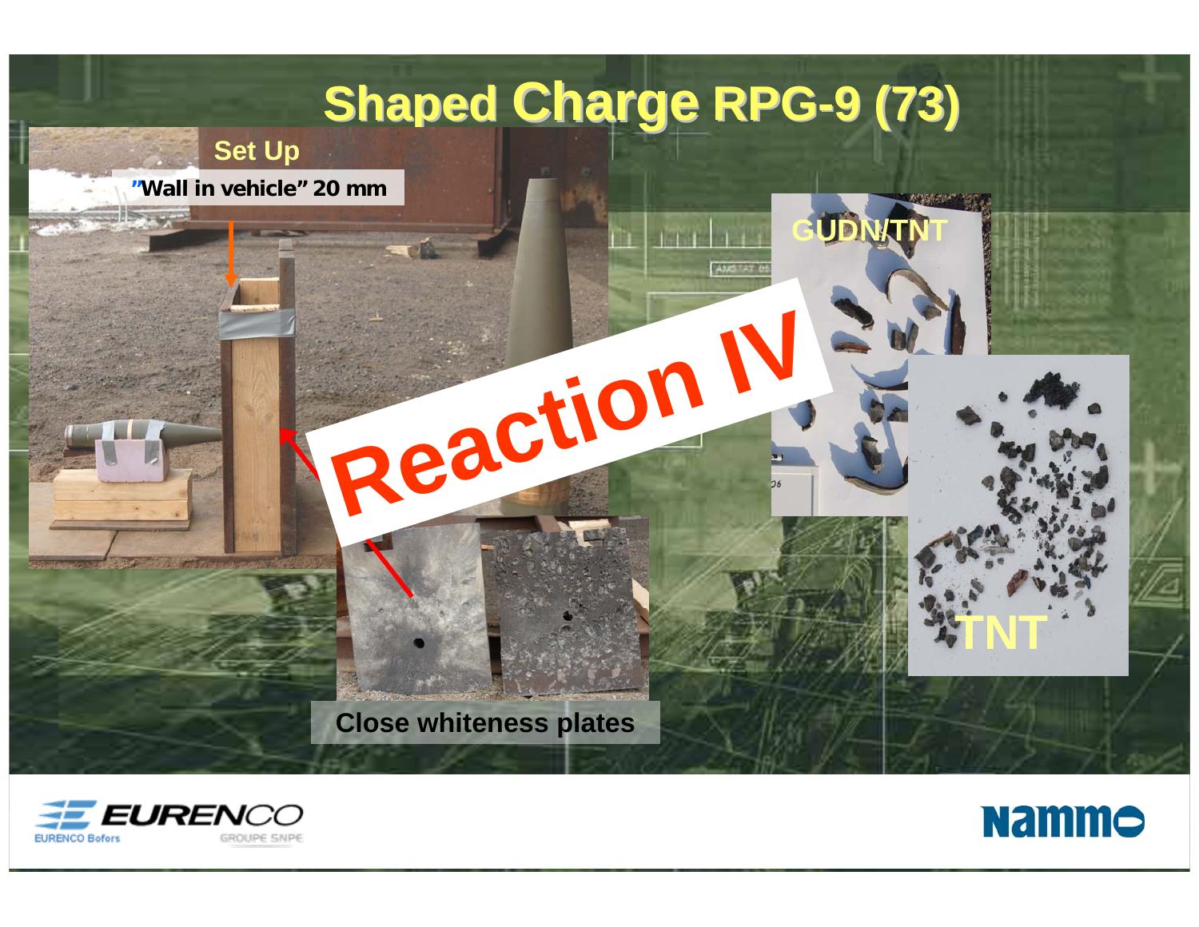# Shaped Charge RPG-9 (73)

Set Up

"Wall in vehicle" 20 mm

Reaction IV

GUDN/TNT

TNT

Close whiteness plates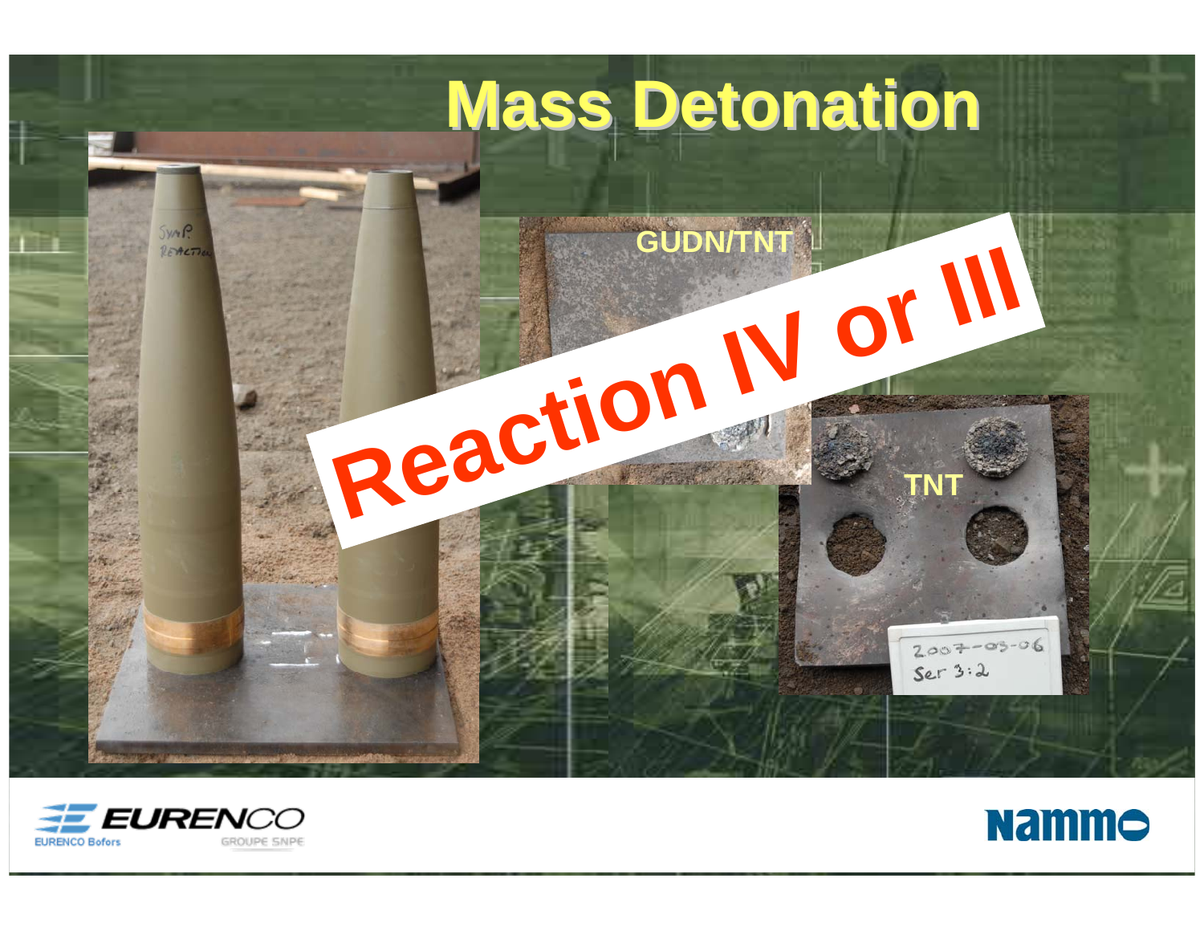# Mass Detonation

GUDN/TNT

Reaction IV or III

TNT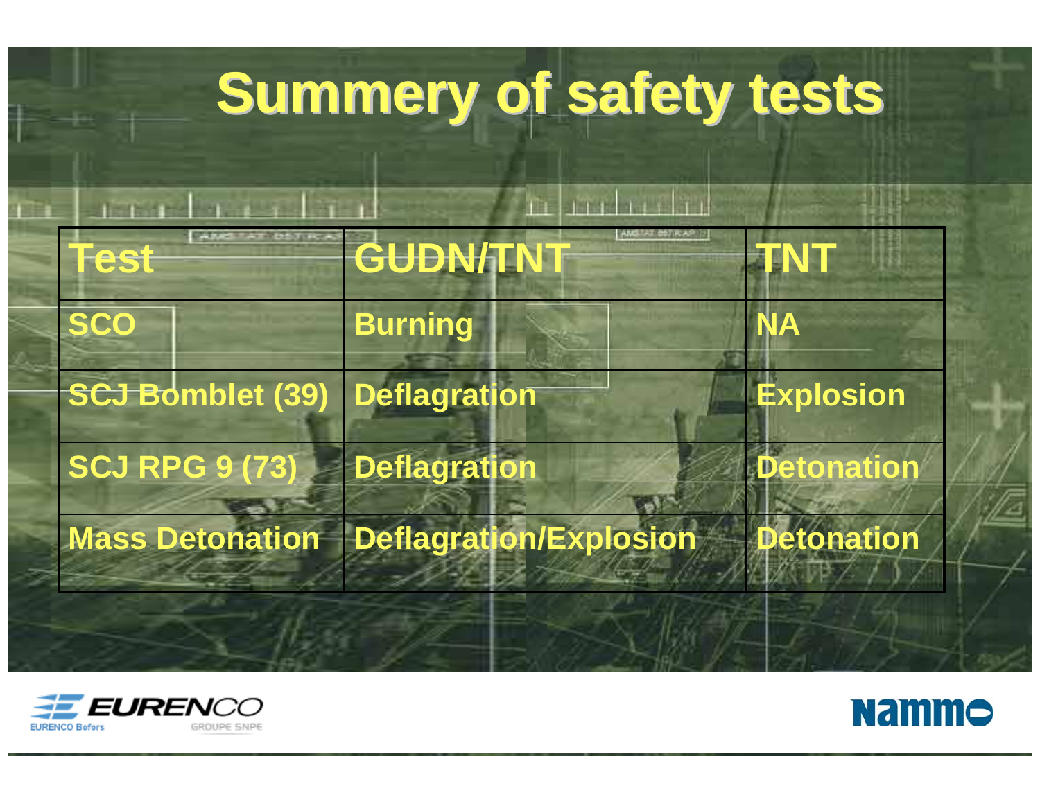# Summery of safety tests

| Test | GUDN/TNT | TNT |
|---|---|---|
| SCO | Burning | NA |
| SCJ Bomblet (39) | Deflagration | Explosion |
| SCJ RPG 9 (73) | Deflagration | Detonation |
| Mass Detonation | Deflagration/Explosion | Detonation |

EURENCO
EURENCO Bofors
GROUPE SNPE

Nammo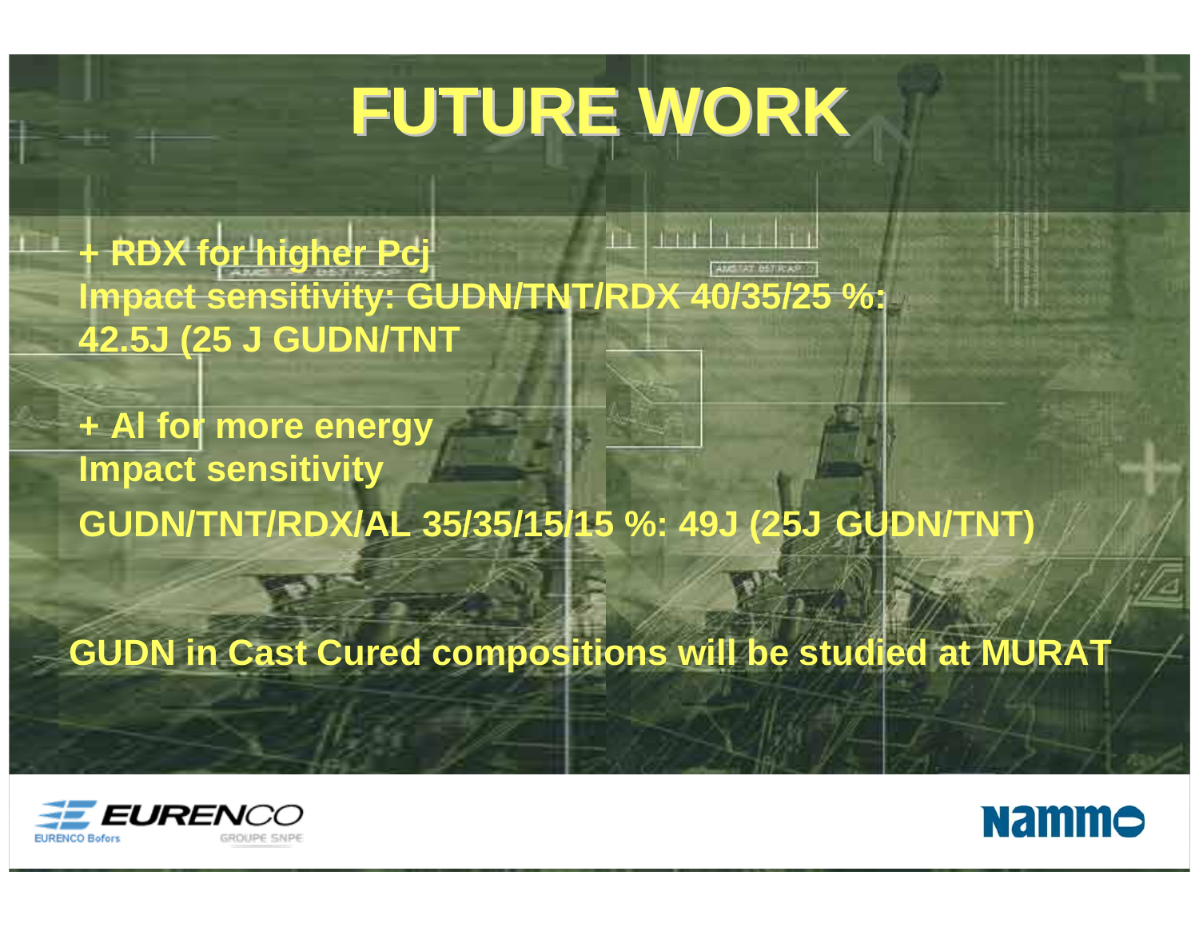# FUTURE WORK

**+ RDX for higher Pcj**
**Impact sensitivity: GUDN/TNT/RDX 40/35/25 %:**
**42.5J (25 J GUDN/TNT**

**+ Al for more energy**
**Impact sensitivity**
**GUDN/TNT/RDX/AL 35/35/15/15 %: 49J (25J GUDN/TNT)**

**GUDN in Cast Cured compositions will be studied at MURAT**

EURENCO Bofors — EURENCO GROUPE SNPE

Nammo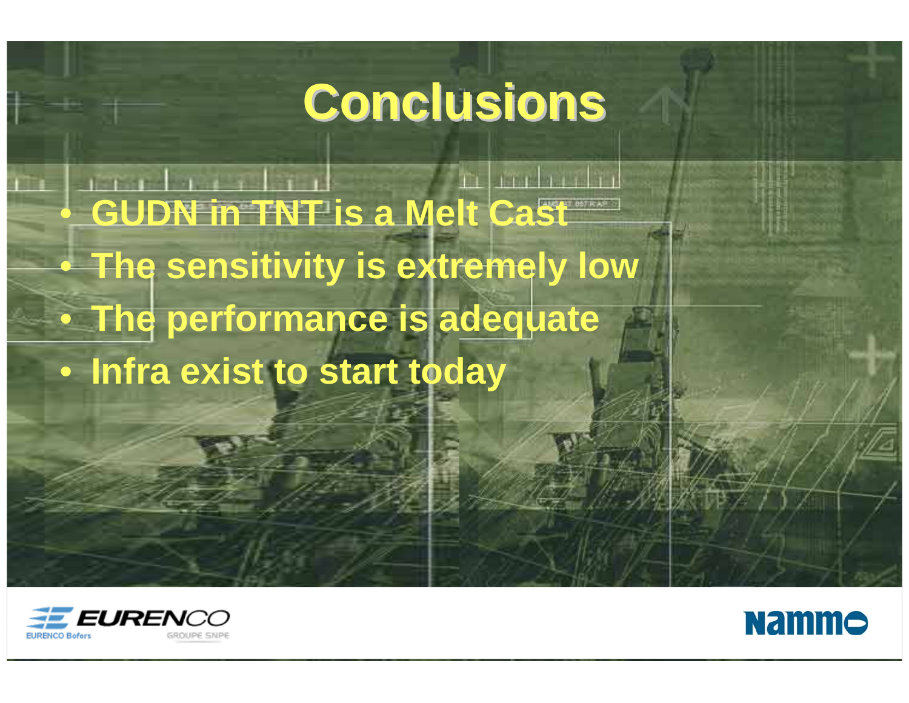# Conclusions

- GUDN in TNT is a Melt Cast
- The sensitivity is extremely low
- The performance is adequate
- Infra exist to start today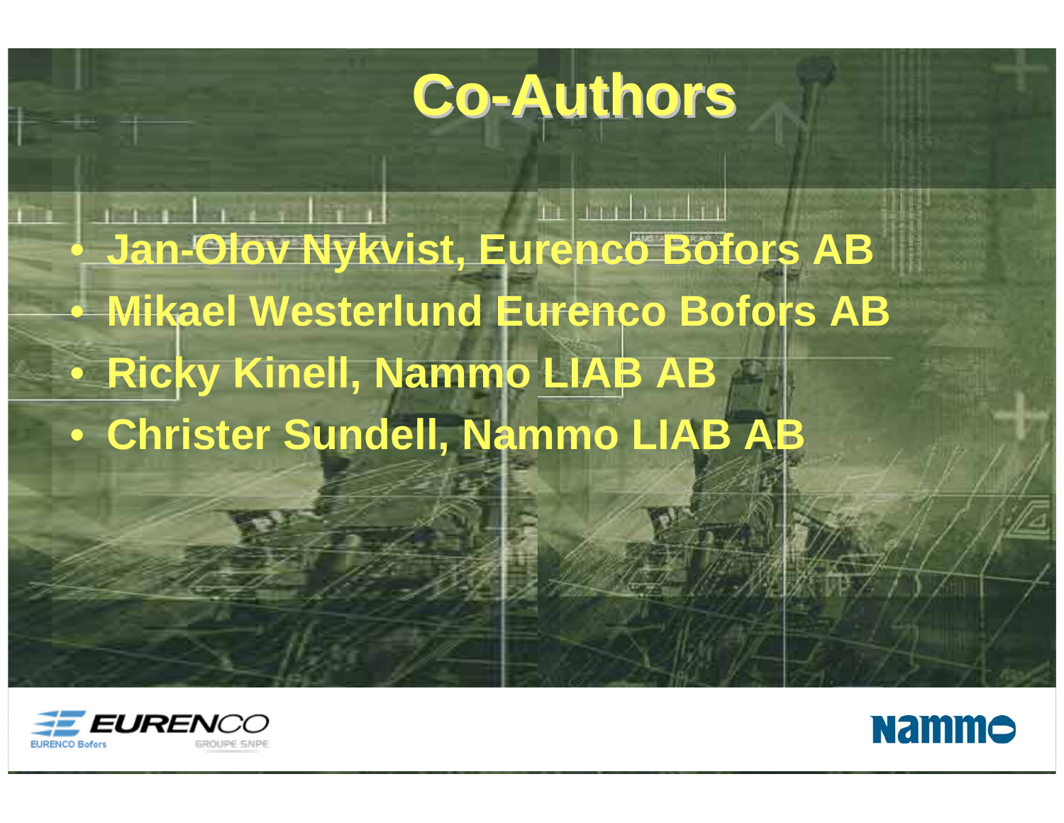# Co-Authors

- Jan-Olov Nykvist, Eurenco Bofors AB
- Mikael Westerlund Eurenco Bofors AB
- Ricky Kinell, Nammo LIAB AB
- Christer Sundell, Nammo LIAB AB